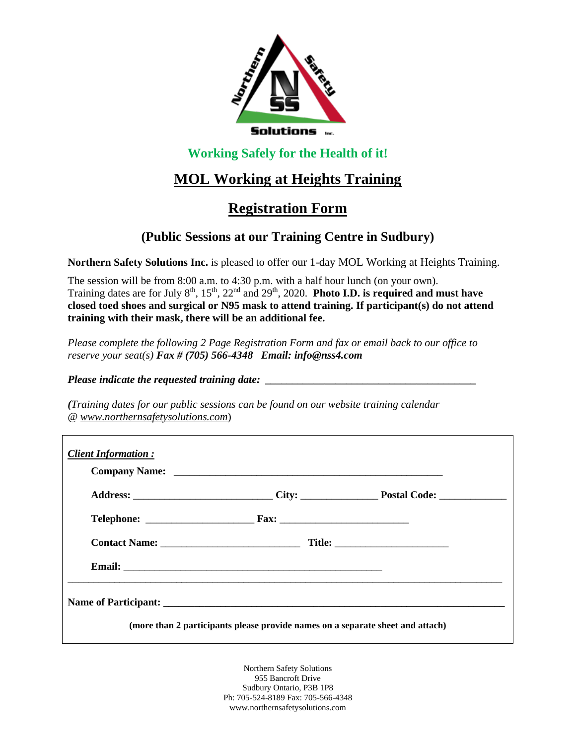Northern Safety Solutions Inc.

**Working Safely for the Health of it!**

# MOL Working at Heights Training

# Registration Form

## (Public Sessions at our Training Centre in Sudbury)

**Northern Safety Solutions Inc.** is pleased to offer our 1-day MOL Working at Heights Training.

The session will be from 8:00 a.m. to 4:30 p.m. with a half hour lunch (on your own).
Training dates are for July 8th, 15th, 22nd and 29th, 2020. **Photo I.D. is required and must have closed toed shoes and surgical or N95 mask to attend training. If participant(s) do not attend training with their mask, there will be an additional fee.**

*Please complete the following 2 Page Registration Form and fax or email back to our office to reserve your seat(s)* ***Fax # (705) 566-4348 Email: info@nss4.com***

***Please indicate the requested training date:*** **________________________________________**

***(****Training dates for our public sessions can be found on our website training calendar @ www.northernsafetysolutions.com*)

***Client Information :***

**Company Name:** ______________________________________________________

**Address:** ___________________________ **City:** _______________ **Postal Code:** _____________

**Telephone:** _____________________ **Fax:** __________________________

**Contact Name:** ____________________________ **Title:** _______________________

**Email:** ____________________________________________________

---

**Name of Participant:** **______________________________________________________________________**

**(more than 2 participants please provide names on a separate sheet and attach)**

Northern Safety Solutions
955 Bancroft Drive
Sudbury Ontario, P3B 1P8
Ph: 705-524-8189 Fax: 705-566-4348
www.northernsafetysolutions.com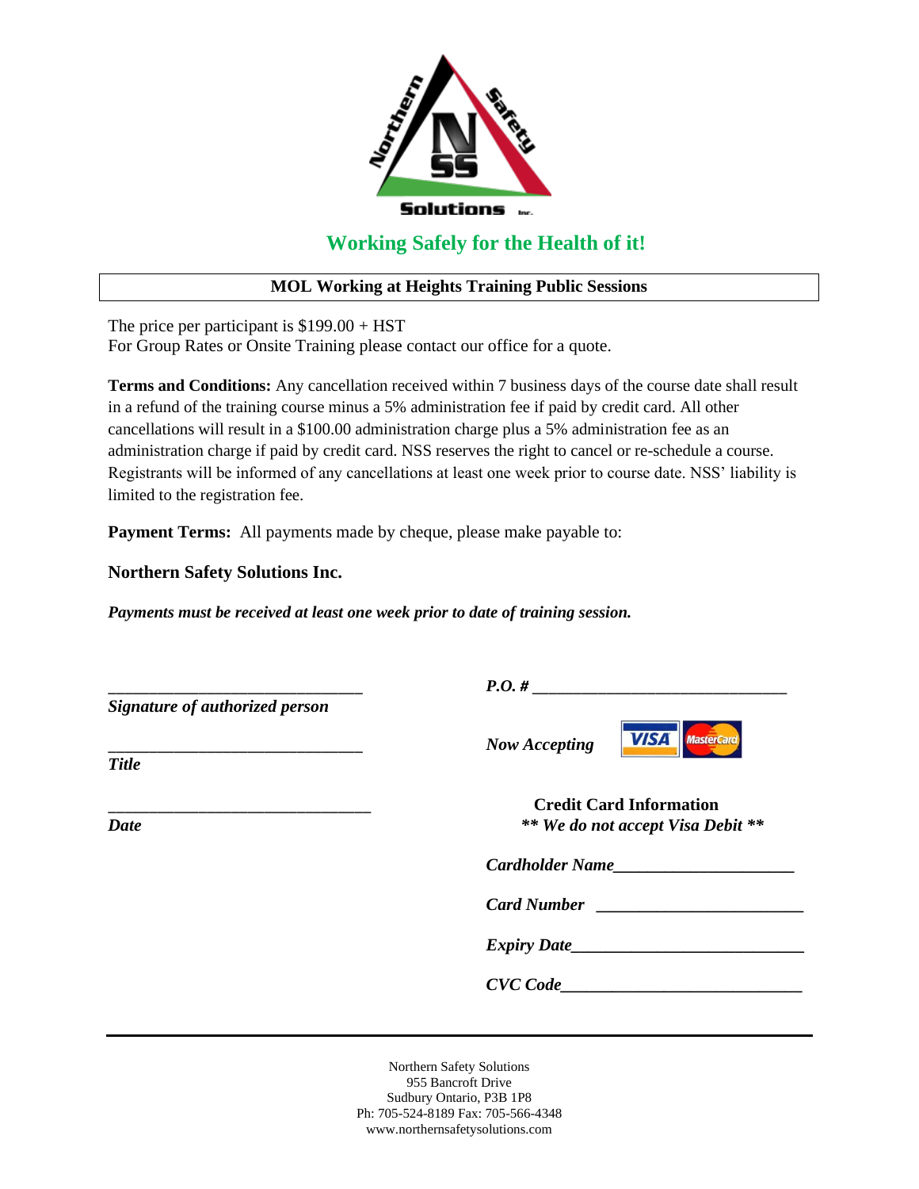Northern Safety Solutions Inc.

## Working Safely for the Health of it!

### MOL Working at Heights Training Public Sessions

The price per participant is $199.00 + HST
For Group Rates or Onsite Training please contact our office for a quote.

**Terms and Conditions:** Any cancellation received within 7 business days of the course date shall result in a refund of the training course minus a 5% administration fee if paid by credit card. All other cancellations will result in a $100.00 administration charge plus a 5% administration fee as an administration charge if paid by credit card. NSS reserves the right to cancel or re-schedule a course. Registrants will be informed of any cancellations at least one week prior to course date. NSS' liability is limited to the registration fee.

**Payment Terms:** All payments made by cheque, please make payable to:

**Northern Safety Solutions Inc.**

***Payments must be received at least one week prior to date of training session.***

______________________________
***Signature of authorized person***

______________________________
***Title***

______________________________
***Date***

***P.O. #*** ______________________________

***Now Accepting*** VISA MasterCard

**Credit Card Information**
***\*\* We do not accept Visa Debit \*\****

***Cardholder Name***_____________________

***Card Number*** ________________________

***Expiry Date***___________________________

***CVC Code***____________________________

---

Northern Safety Solutions
955 Bancroft Drive
Sudbury Ontario, P3B 1P8
Ph: 705-524-8189 Fax: 705-566-4348
www.northernsafetysolutions.com